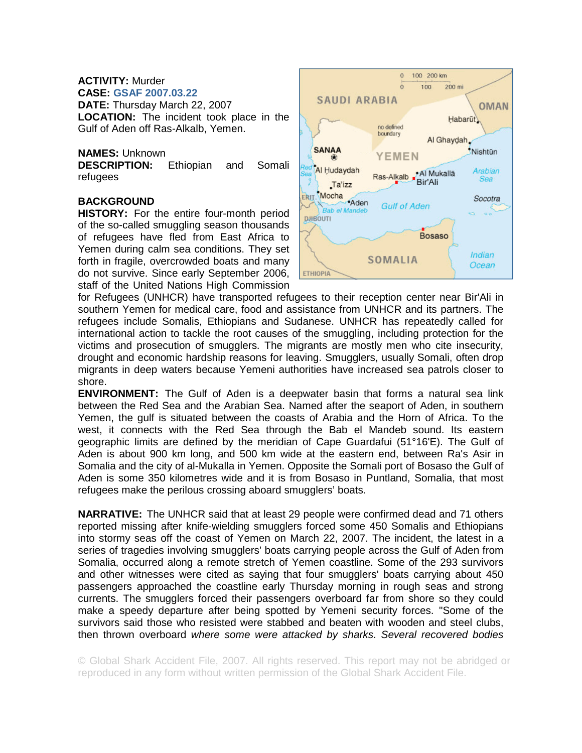**ACTIVITY:** Murder
**CASE:** GSAF 2007.03.22
**DATE:** Thursday March 22, 2007
**LOCATION:** The incident took place in the Gulf of Aden off Ras-Alkalb, Yemen.

**NAMES:** Unknown
**DESCRIPTION:** Ethiopian and Somali refugees

**BACKGROUND**

**HISTORY:** For the entire four-month period of the so-called smuggling season thousands of refugees have fled from East Africa to Yemen during calm sea conditions. They set forth in fragile, overcrowded boats and many do not survive. Since early September 2006, staff of the United Nations High Commission for Refugees (UNHCR) have transported refugees to their reception center near Bir'Ali in southern Yemen for medical care, food and assistance from UNHCR and its partners. The refugees include Somalis, Ethiopians and Sudanese. UNHCR has repeatedly called for international action to tackle the root causes of the smuggling, including protection for the victims and prosecution of smugglers. The migrants are mostly men who cite insecurity, drought and economic hardship reasons for leaving. Smugglers, usually Somali, often drop migrants in deep waters because Yemeni authorities have increased sea patrols closer to shore.

**ENVIRONMENT:** The Gulf of Aden is a deepwater basin that forms a natural sea link between the Red Sea and the Arabian Sea. Named after the seaport of Aden, in southern Yemen, the gulf is situated between the coasts of Arabia and the Horn of Africa. To the west, it connects with the Red Sea through the Bab el Mandeb sound. Its eastern geographic limits are defined by the meridian of Cape Guardafui (51°16'E). The Gulf of Aden is about 900 km long, and 500 km wide at the eastern end, between Ra's Asir in Somalia and the city of al-Mukalla in Yemen. Opposite the Somali port of Bosaso the Gulf of Aden is some 350 kilometres wide and it is from Bosaso in Puntland, Somalia, that most refugees make the perilous crossing aboard smugglers' boats.

**NARRATIVE:** The UNHCR said that at least 29 people were confirmed dead and 71 others reported missing after knife-wielding smugglers forced some 450 Somalis and Ethiopians into stormy seas off the coast of Yemen on March 22, 2007. The incident, the latest in a series of tragedies involving smugglers' boats carrying people across the Gulf of Aden from Somalia, occurred along a remote stretch of Yemen coastline. Some of the 293 survivors and other witnesses were cited as saying that four smugglers' boats carrying about 450 passengers approached the coastline early Thursday morning in rough seas and strong currents. The smugglers forced their passengers overboard far from shore so they could make a speedy departure after being spotted by Yemeni security forces. "Some of the survivors said those who resisted were stabbed and beaten with wooden and steel clubs, then thrown overboard *where some were attacked by sharks*. *Several recovered bodies*

© Global Shark Accident File, 2007. All rights reserved. This report may not be abridged or reproduced in any form without written permission of the Global Shark Accident File.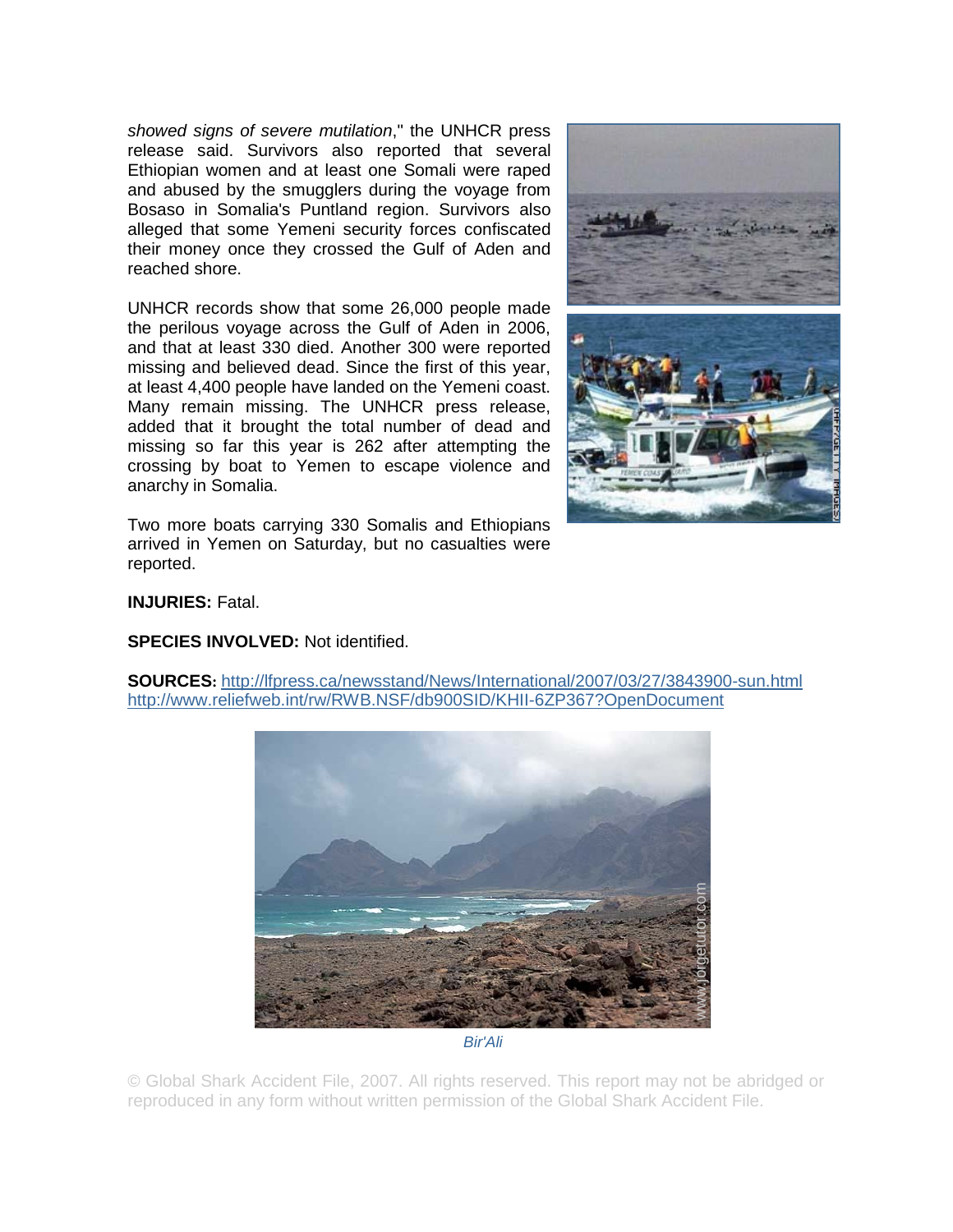*showed signs of severe mutilation*," the UNHCR press release said. Survivors also reported that several Ethiopian women and at least one Somali were raped and abused by the smugglers during the voyage from Bosaso in Somalia's Puntland region. Survivors also alleged that some Yemeni security forces confiscated their money once they crossed the Gulf of Aden and reached shore.

UNHCR records show that some 26,000 people made the perilous voyage across the Gulf of Aden in 2006, and that at least 330 died. Another 300 were reported missing and believed dead. Since the first of this year, at least 4,400 people have landed on the Yemeni coast. Many remain missing. The UNHCR press release, added that it brought the total number of dead and missing so far this year is 262 after attempting the crossing by boat to Yemen to escape violence and anarchy in Somalia.

Two more boats carrying 330 Somalis and Ethiopians arrived in Yemen on Saturday, but no casualties were reported.

**INJURIES:** Fatal.

**SPECIES INVOLVED:** Not identified.

**SOURCES:** http://lfpress.ca/newsstand/News/International/2007/03/27/3843900-sun.html
http://www.reliefweb.int/rw/RWB.NSF/db900SID/KHII-6ZP367?OpenDocument

*Bir'Ali*

© Global Shark Accident File, 2007. All rights reserved. This report may not be abridged or reproduced in any form without written permission of the Global Shark Accident File.